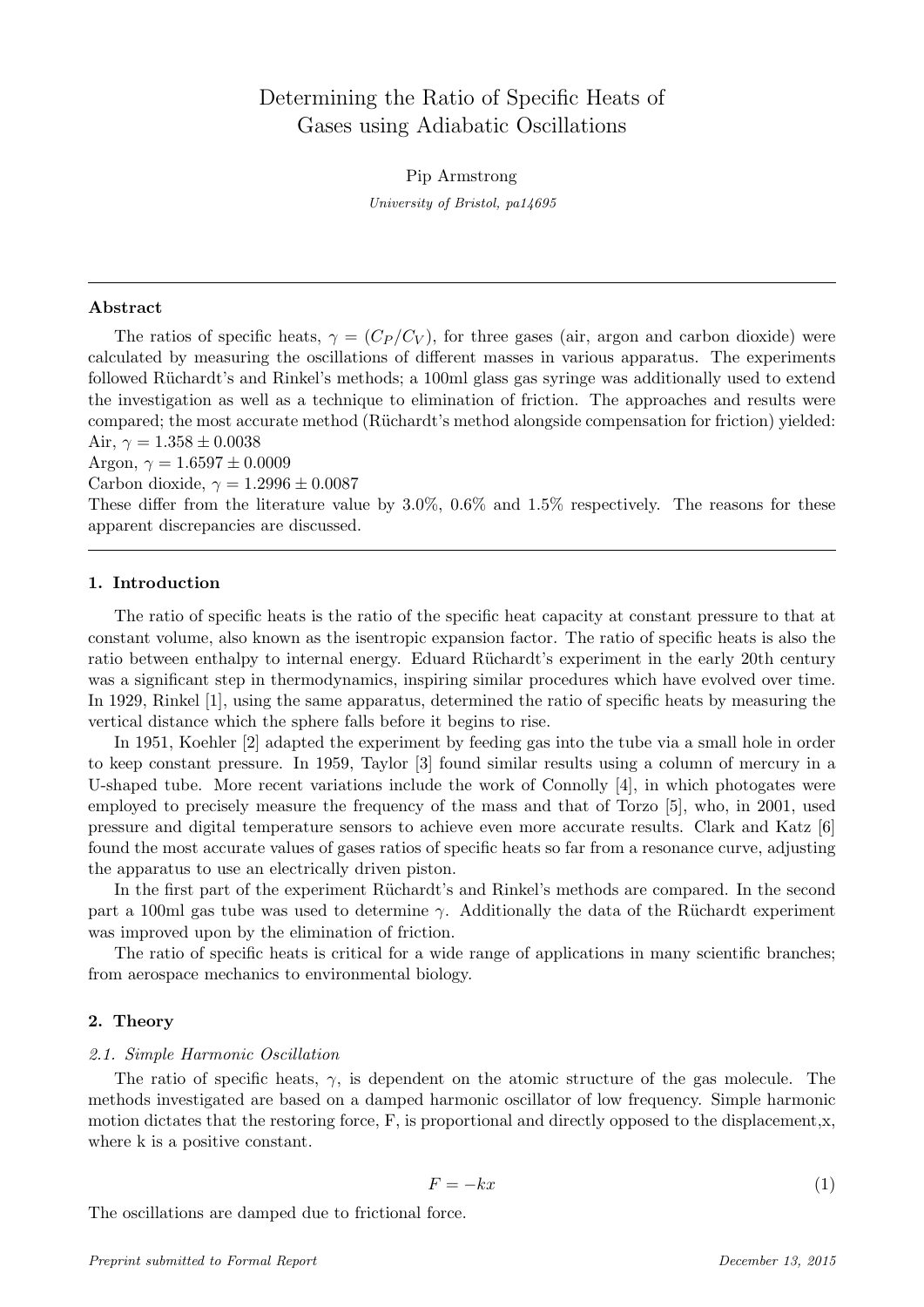# Determining the Ratio of Specific Heats of Gases using Adiabatic Oscillations

Pip Armstrong

*University of Bristol, pa14695*

---

### Abstract

The ratios of specific heats, $\gamma = (C_P/C_V)$, for three gases (air, argon and carbon dioxide) were calculated by measuring the oscillations of different masses in various apparatus. The experiments followed Rüchardt's and Rinkel's methods; a 100ml glass gas syringe was additionally used to extend the investigation as well as a technique to elimination of friction. The approaches and results were compared; the most accurate method (Rüchardt's method alongside compensation for friction) yielded:
Air, $\gamma = 1.358 \pm 0.0038$
Argon, $\gamma = 1.6597 \pm 0.0009$
Carbon dioxide, $\gamma = 1.2996 \pm 0.0087$
These differ from the literature value by 3.0%, 0.6% and 1.5% respectively. The reasons for these apparent discrepancies are discussed.

---

## 1. Introduction

The ratio of specific heats is the ratio of the specific heat capacity at constant pressure to that at constant volume, also known as the isentropic expansion factor. The ratio of specific heats is also the ratio between enthalpy to internal energy. Eduard Rüchardt's experiment in the early 20th century was a significant step in thermodynamics, inspiring similar procedures which have evolved over time. In 1929, Rinkel [1], using the same apparatus, determined the ratio of specific heats by measuring the vertical distance which the sphere falls before it begins to rise.

In 1951, Koehler [2] adapted the experiment by feeding gas into the tube via a small hole in order to keep constant pressure. In 1959, Taylor [3] found similar results using a column of mercury in a U-shaped tube. More recent variations include the work of Connolly [4], in which photogates were employed to precisely measure the frequency of the mass and that of Torzo [5], who, in 2001, used pressure and digital temperature sensors to achieve even more accurate results. Clark and Katz [6] found the most accurate values of gases ratios of specific heats so far from a resonance curve, adjusting the apparatus to use an electrically driven piston.

In the first part of the experiment Rüchardt's and Rinkel's methods are compared. In the second part a 100ml gas tube was used to determine $\gamma$. Additionally the data of the Rüchardt experiment was improved upon by the elimination of friction.

The ratio of specific heats is critical for a wide range of applications in many scientific branches; from aerospace mechanics to environmental biology.

## 2. Theory

### *2.1. Simple Harmonic Oscillation*

The ratio of specific heats, $\gamma$, is dependent on the atomic structure of the gas molecule. The methods investigated are based on a damped harmonic oscillator of low frequency. Simple harmonic motion dictates that the restoring force, F, is proportional and directly opposed to the displacement,x, where k is a positive constant.

$$F = -kx \tag{1}$$

The oscillations are damped due to frictional force.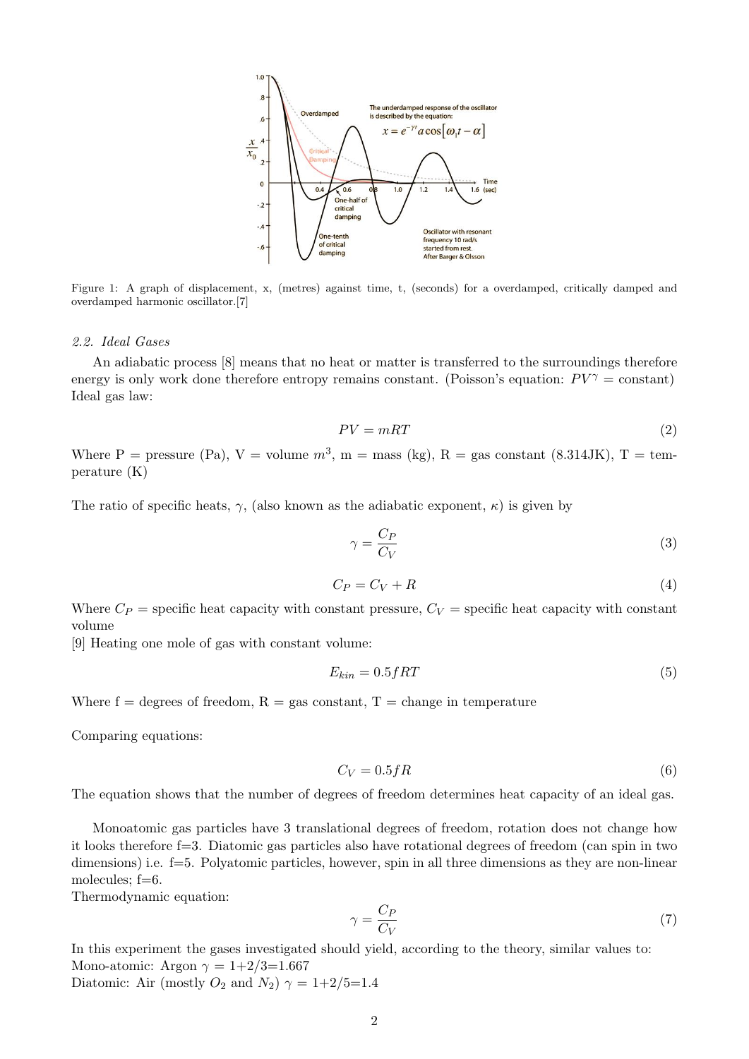Figure 1: A graph of displacement, x, (metres) against time, t, (seconds) for a overdamped, critically damped and overdamped harmonic oscillator.[7]

### 2.2. Ideal Gases

An adiabatic process [8] means that no heat or matter is transferred to the surroundings therefore energy is only work done therefore entropy remains constant. (Poisson's equation: $PV^{\gamma}$ = constant) Ideal gas law:

$$PV = mRT \tag{2}$$

Where P = pressure (Pa), V = volume $m^3$, m = mass (kg), R = gas constant (8.314JK), T = temperature (K)

The ratio of specific heats, $\gamma$, (also known as the adiabatic exponent, $\kappa$) is given by

$$\gamma = \frac{C_P}{C_V} \tag{3}$$

$$C_P = C_V + R \tag{4}$$

Where $C_P$ = specific heat capacity with constant pressure, $C_V$ = specific heat capacity with constant volume

[9] Heating one mole of gas with constant volume:

$$E_{kin} = 0.5fRT \tag{5}$$

Where f = degrees of freedom, R = gas constant, T = change in temperature

Comparing equations:

$$C_V = 0.5fR \tag{6}$$

The equation shows that the number of degrees of freedom determines heat capacity of an ideal gas.

Monoatomic gas particles have 3 translational degrees of freedom, rotation does not change how it looks therefore f=3. Diatomic gas particles also have rotational degrees of freedom (can spin in two dimensions) i.e. f=5. Polyatomic particles, however, spin in all three dimensions as they are non-linear molecules; f=6.

Thermodynamic equation:

$$\gamma = \frac{C_P}{C_V} \tag{7}$$

In this experiment the gases investigated should yield, according to the theory, similar values to:

Mono-atomic: Argon $\gamma$ = 1+2/3=1.667

Diatomic: Air (mostly $O_2$ and $N_2$) $\gamma$ = 1+2/5=1.4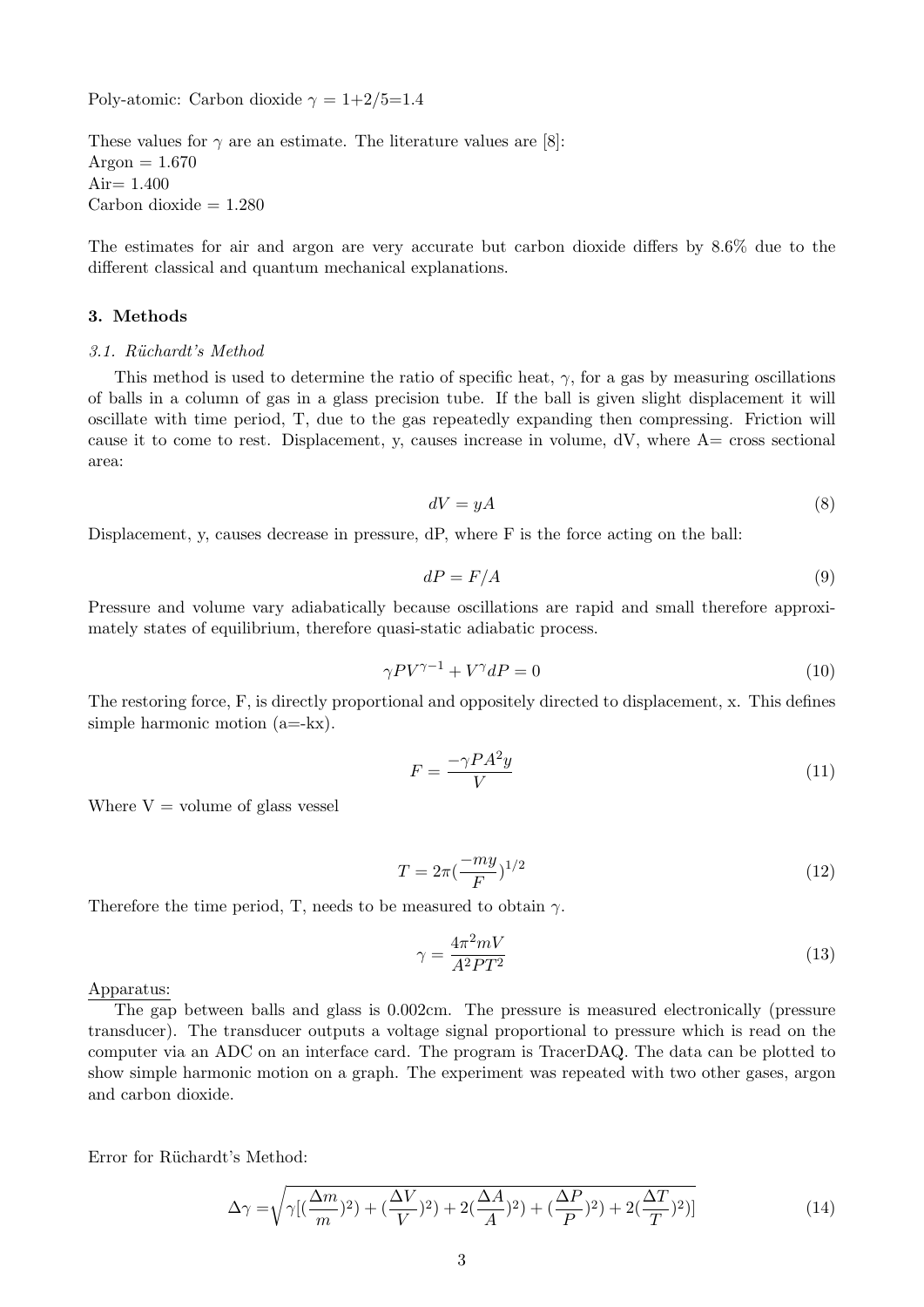Poly-atomic: Carbon dioxide $\gamma$ = 1+2/5=1.4

These values for $\gamma$ are an estimate. The literature values are [8]:
Argon = 1.670
Air= 1.400
Carbon dioxide = 1.280

The estimates for air and argon are very accurate but carbon dioxide differs by 8.6% due to the different classical and quantum mechanical explanations.

## 3. Methods

### *3.1. Rüchardt's Method*

This method is used to determine the ratio of specific heat, $\gamma$, for a gas by measuring oscillations of balls in a column of gas in a glass precision tube. If the ball is given slight displacement it will oscillate with time period, T, due to the gas repeatedly expanding then compressing. Friction will cause it to come to rest. Displacement, y, causes increase in volume, dV, where A= cross sectional area:

$$dV = yA \tag{8}$$

Displacement, y, causes decrease in pressure, dP, where F is the force acting on the ball:

$$dP = F/A \tag{9}$$

Pressure and volume vary adiabatically because oscillations are rapid and small therefore approximately states of equilibrium, therefore quasi-static adiabatic process.

$$\gamma P V^{\gamma-1} + V^{\gamma} dP = 0 \tag{10}$$

The restoring force, F, is directly proportional and oppositely directed to displacement, x. This defines simple harmonic motion (a=-kx).

$$F = \frac{-\gamma P A^2 y}{V} \tag{11}$$

Where V = volume of glass vessel

$$T = 2\pi(\frac{-my}{F})^{1/2} \tag{12}$$

Therefore the time period, T, needs to be measured to obtain $\gamma$.

$$\gamma = \frac{4\pi^2 m V}{A^2 P T^2} \tag{13}$$

Apparatus:

The gap between balls and glass is 0.002cm. The pressure is measured electronically (pressure transducer). The transducer outputs a voltage signal proportional to pressure which is read on the computer via an ADC on an interface card. The program is TracerDAQ. The data can be plotted to show simple harmonic motion on a graph. The experiment was repeated with two other gases, argon and carbon dioxide.

Error for Rüchardt's Method:

$$\Delta\gamma = \sqrt{\gamma[(\frac{\Delta m}{m})^2) + (\frac{\Delta V}{V})^2) + 2(\frac{\Delta A}{A})^2) + (\frac{\Delta P}{P})^2) + 2(\frac{\Delta T}{T})^2)]} \tag{14}$$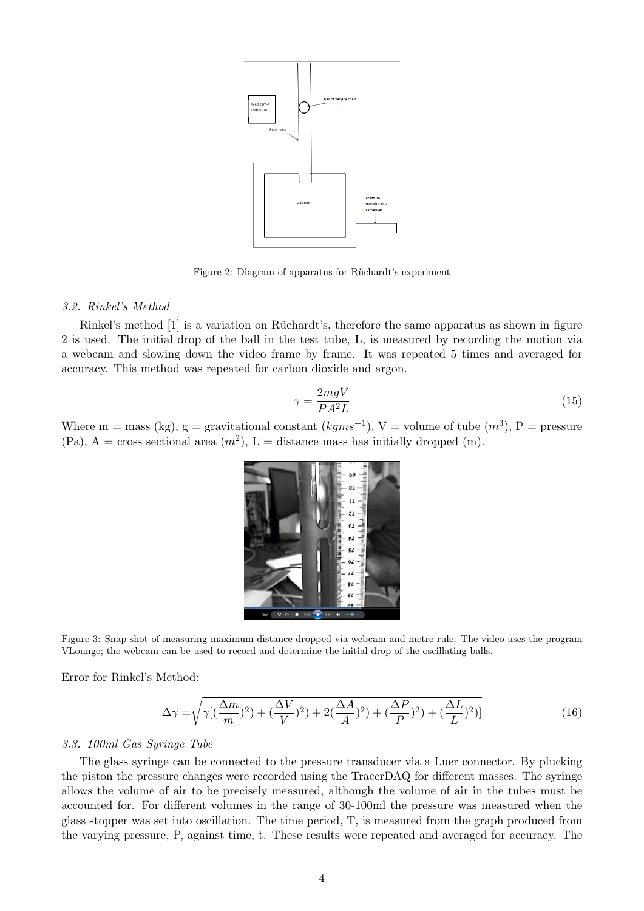Figure 2: Diagram of apparatus for Rüchardt's experiment

### 3.2. Rinkel's Method

Rinkel's method [1] is a variation on Rüchardt's, therefore the same apparatus as shown in figure 2 is used. The initial drop of the ball in the test tube, L, is measured by recording the motion via a webcam and slowing down the video frame by frame. It was repeated 5 times and averaged for accuracy. This method was repeated for carbon dioxide and argon.

$$\gamma = \frac{2mgV}{PA^2L} \tag{15}$$

Where m = mass (kg), g = gravitational constant ($kgms^{-1}$), V = volume of tube ($m^3$), P = pressure (Pa), A = cross sectional area ($m^2$), L = distance mass has initially dropped (m).

Figure 3: Snap shot of measuring maximum distance dropped via webcam and metre rule. The video uses the program VLounge; the webcam can be used to record and determine the initial drop of the oscillating balls.

Error for Rinkel's Method:

$$\Delta\gamma = \sqrt{\gamma[(\frac{\Delta m}{m})^2) + (\frac{\Delta V}{V})^2) + 2(\frac{\Delta A}{A})^2) + (\frac{\Delta P}{P})^2) + (\frac{\Delta L}{L})^2)]} \tag{16}$$

### 3.3. 100ml Gas Syringe Tube

The glass syringe can be connected to the pressure transducer via a Luer connector. By plucking the piston the pressure changes were recorded using the TracerDAQ for different masses. The syringe allows the volume of air to be precisely measured, although the volume of air in the tubes must be accounted for. For different volumes in the range of 30-100ml the pressure was measured when the glass stopper was set into oscillation. The time period, T, is measured from the graph produced from the varying pressure, P, against time, t. These results were repeated and averaged for accuracy. The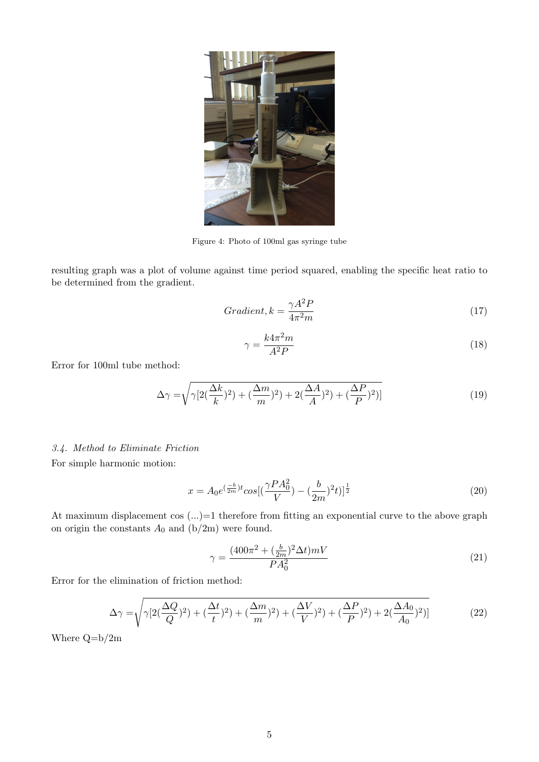Figure 4: Photo of 100ml gas syringe tube

resulting graph was a plot of volume against time period squared, enabling the specific heat ratio to be determined from the gradient.

$$Gradient, k = \frac{\gamma A^2 P}{4\pi^2 m} \tag{17}$$

$$\gamma = \frac{k 4\pi^2 m}{A^2 P} \tag{18}$$

Error for 100ml tube method:

$$\Delta\gamma = \sqrt{\gamma[2(\frac{\Delta k}{k})^2) + (\frac{\Delta m}{m})^2) + 2(\frac{\Delta A}{A})^2) + (\frac{\Delta P}{P})^2)]} \tag{19}$$

*3.4. Method to Eliminate Friction*

For simple harmonic motion:

$$x = A_0 e^{(\frac{-b}{2m})t} cos[(\frac{\gamma P A_0^2}{V}) - (\frac{b}{2m})^2 t)]^{\frac{1}{2}} \tag{20}$$

At maximum displacement cos (...)=1 therefore from fitting an exponential curve to the above graph on origin the constants $A_0$ and (b/2m) were found.

$$\gamma = \frac{(400\pi^2 + (\frac{b}{2m})^2 \Delta t) m V}{P A_0^2} \tag{21}$$

Error for the elimination of friction method:

$$\Delta\gamma = \sqrt{\gamma[2(\frac{\Delta Q}{Q})^2) + (\frac{\Delta t}{t})^2) + (\frac{\Delta m}{m})^2) + (\frac{\Delta V}{V})^2) + (\frac{\Delta P}{P})^2) + 2(\frac{\Delta A_0}{A_0})^2)]} \tag{22}$$

Where Q=b/2m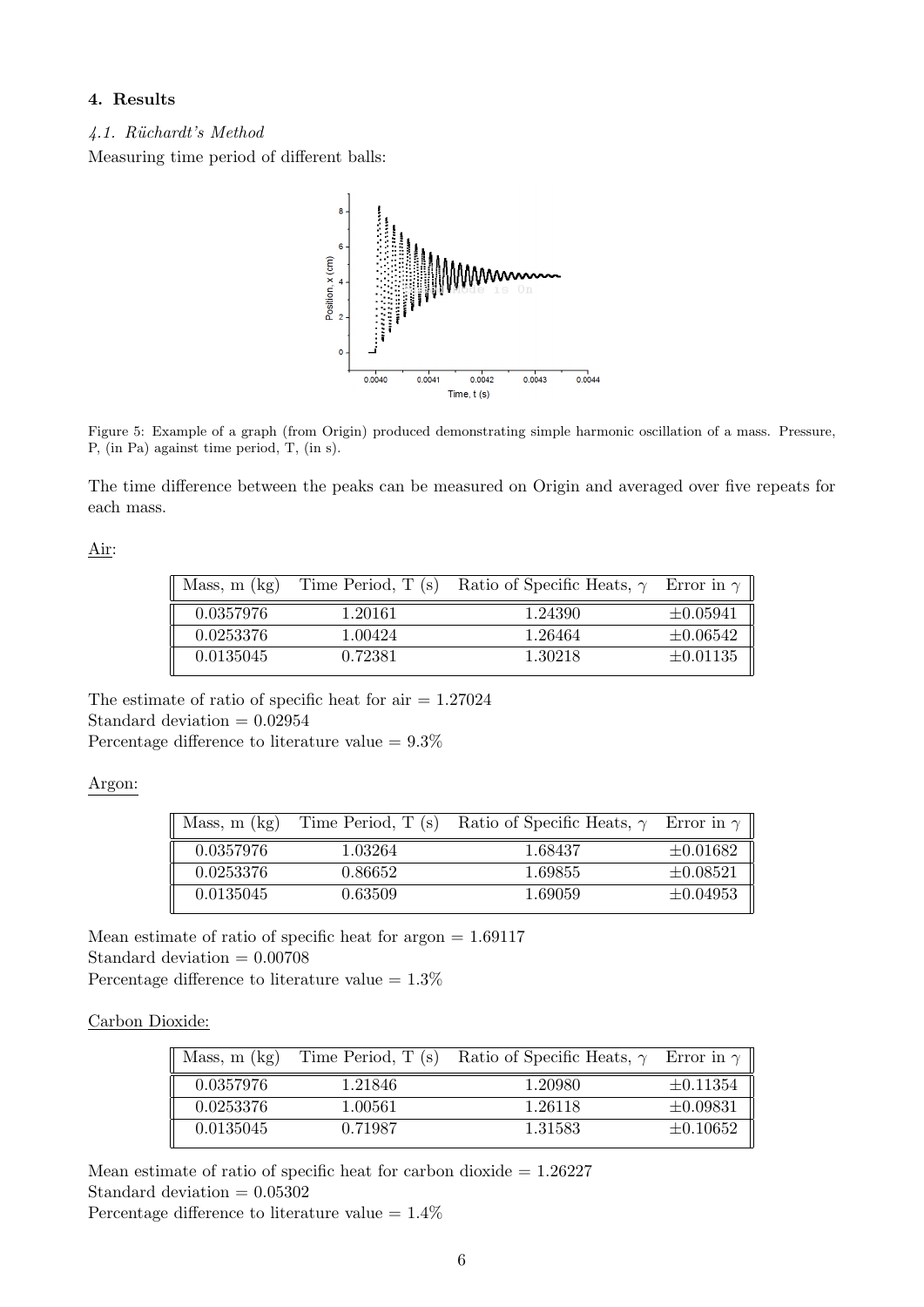## 4. Results

### *4.1. Rüchardt's Method*

Measuring time period of different balls:

Figure 5: Example of a graph (from Origin) produced demonstrating simple harmonic oscillation of a mass. Pressure, P, (in Pa) against time period, T, (in s).

The time difference between the peaks can be measured on Origin and averaged over five repeats for each mass.

Air:

| Mass, m (kg) | Time Period, T (s) | Ratio of Specific Heats, $\gamma$ | Error in $\gamma$ |
|---|---|---|---|
| 0.0357976 | 1.20161 | 1.24390 | $\pm$0.05941 |
| 0.0253376 | 1.00424 | 1.26464 | $\pm$0.06542 |
| 0.0135045 | 0.72381 | 1.30218 | $\pm$0.01135 |

The estimate of ratio of specific heat for air = 1.27024
Standard deviation = 0.02954
Percentage difference to literature value = 9.3%

Argon:

| Mass, m (kg) | Time Period, T (s) | Ratio of Specific Heats, $\gamma$ | Error in $\gamma$ |
|---|---|---|---|
| 0.0357976 | 1.03264 | 1.68437 | $\pm$0.01682 |
| 0.0253376 | 0.86652 | 1.69855 | $\pm$0.08521 |
| 0.0135045 | 0.63509 | 1.69059 | $\pm$0.04953 |

Mean estimate of ratio of specific heat for argon = 1.69117
Standard deviation = 0.00708
Percentage difference to literature value = 1.3%

Carbon Dioxide:

| Mass, m (kg) | Time Period, T (s) | Ratio of Specific Heats, $\gamma$ | Error in $\gamma$ |
|---|---|---|---|
| 0.0357976 | 1.21846 | 1.20980 | $\pm$0.11354 |
| 0.0253376 | 1.00561 | 1.26118 | $\pm$0.09831 |
| 0.0135045 | 0.71987 | 1.31583 | $\pm$0.10652 |

Mean estimate of ratio of specific heat for carbon dioxide = 1.26227
Standard deviation = 0.05302
Percentage difference to literature value = 1.4%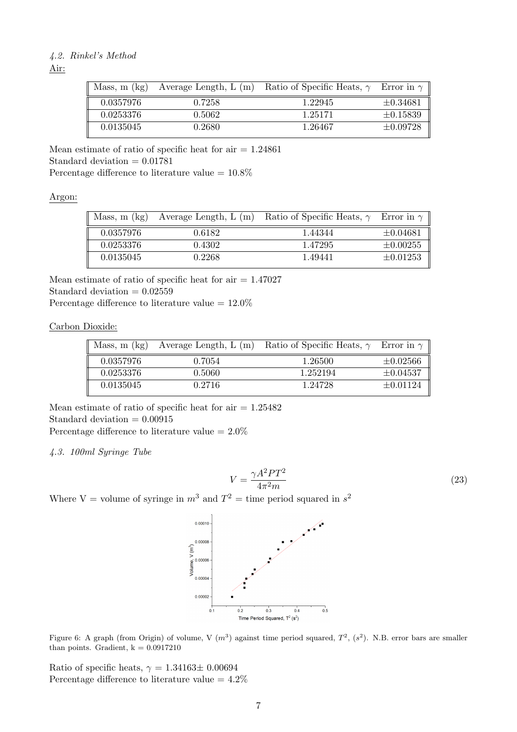*4.2. Rinkel's Method*

Air:

| Mass, m (kg) | Average Length, L (m) | Ratio of Specific Heats, $\gamma$ | Error in $\gamma$ |
|---|---|---|---|
| 0.0357976 | 0.7258 | 1.22945 | $\pm 0.34681$ |
| 0.0253376 | 0.5062 | 1.25171 | $\pm 0.15839$ |
| 0.0135045 | 0.2680 | 1.26467 | $\pm 0.09728$ |

Mean estimate of ratio of specific heat for air = 1.24861
Standard deviation = 0.01781
Percentage difference to literature value = 10.8%

Argon:

| Mass, m (kg) | Average Length, L (m) | Ratio of Specific Heats, $\gamma$ | Error in $\gamma$ |
|---|---|---|---|
| 0.0357976 | 0.6182 | 1.44344 | $\pm 0.04681$ |
| 0.0253376 | 0.4302 | 1.47295 | $\pm 0.00255$ |
| 0.0135045 | 0.2268 | 1.49441 | $\pm 0.01253$ |

Mean estimate of ratio of specific heat for air = 1.47027
Standard deviation = 0.02559
Percentage difference to literature value = 12.0%

Carbon Dioxide:

| Mass, m (kg) | Average Length, L (m) | Ratio of Specific Heats, $\gamma$ | Error in $\gamma$ |
|---|---|---|---|
| 0.0357976 | 0.7054 | 1.26500 | $\pm 0.02566$ |
| 0.0253376 | 0.5060 | 1.252194 | $\pm 0.04537$ |
| 0.0135045 | 0.2716 | 1.24728 | $\pm 0.01124$ |

Mean estimate of ratio of specific heat for air = 1.25482
Standard deviation = 0.00915
Percentage difference to literature value = 2.0%

*4.3. 100ml Syringe Tube*

$$V = \frac{\gamma A^2 P T^2}{4\pi^2 m} \tag{23}$$

Where V = volume of syringe in $m^3$ and $T^2$ = time period squared in $s^2$

Figure 6: A graph (from Origin) of volume, V ($m^3$) against time period squared, $T^2$, ($s^2$). N.B. error bars are smaller than points. Gradient, k = 0.0917210

Ratio of specific heats, $\gamma = 1.34163 \pm 0.00694$
Percentage difference to literature value = 4.2%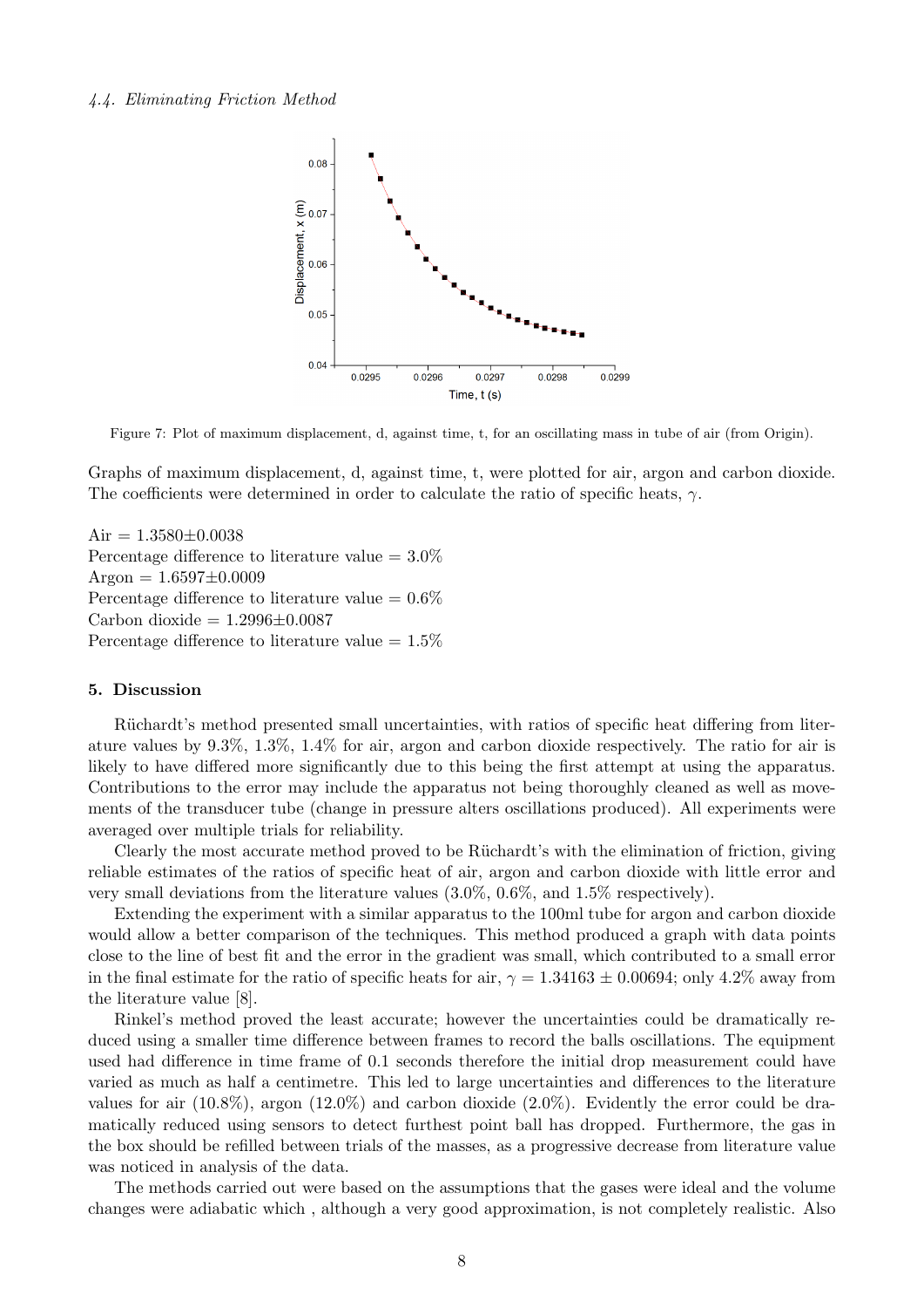### 4.4. Eliminating Friction Method

Figure 7: Plot of maximum displacement, d, against time, t, for an oscillating mass in tube of air (from Origin).

Graphs of maximum displacement, d, against time, t, were plotted for air, argon and carbon dioxide. The coefficients were determined in order to calculate the ratio of specific heats, $\gamma$.

Air = 1.3580±0.0038
Percentage difference to literature value = 3.0%
Argon = 1.6597±0.0009
Percentage difference to literature value = 0.6%
Carbon dioxide = 1.2996±0.0087
Percentage difference to literature value = 1.5%

## 5. Discussion

Rüchardt's method presented small uncertainties, with ratios of specific heat differing from literature values by 9.3%, 1.3%, 1.4% for air, argon and carbon dioxide respectively. The ratio for air is likely to have differed more significantly due to this being the first attempt at using the apparatus. Contributions to the error may include the apparatus not being thoroughly cleaned as well as movements of the transducer tube (change in pressure alters oscillations produced). All experiments were averaged over multiple trials for reliability.

Clearly the most accurate method proved to be Rüchardt's with the elimination of friction, giving reliable estimates of the ratios of specific heat of air, argon and carbon dioxide with little error and very small deviations from the literature values (3.0%, 0.6%, and 1.5% respectively).

Extending the experiment with a similar apparatus to the 100ml tube for argon and carbon dioxide would allow a better comparison of the techniques. This method produced a graph with data points close to the line of best fit and the error in the gradient was small, which contributed to a small error in the final estimate for the ratio of specific heats for air, $\gamma = 1.34163 \pm 0.00694$; only 4.2% away from the literature value [8].

Rinkel's method proved the least accurate; however the uncertainties could be dramatically reduced using a smaller time difference between frames to record the balls oscillations. The equipment used had difference in time frame of 0.1 seconds therefore the initial drop measurement could have varied as much as half a centimetre. This led to large uncertainties and differences to the literature values for air (10.8%), argon (12.0%) and carbon dioxide (2.0%). Evidently the error could be dramatically reduced using sensors to detect furthest point ball has dropped. Furthermore, the gas in the box should be refilled between trials of the masses, as a progressive decrease from literature value was noticed in analysis of the data.

The methods carried out were based on the assumptions that the gases were ideal and the volume changes were adiabatic which , although a very good approximation, is not completely realistic. Also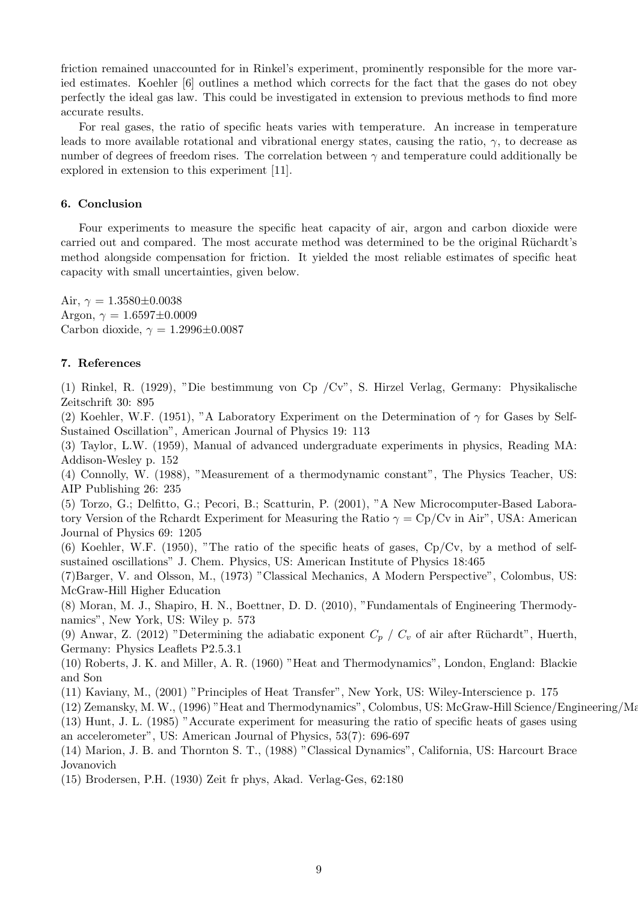friction remained unaccounted for in Rinkel's experiment, prominently responsible for the more varied estimates. Koehler [6] outlines a method which corrects for the fact that the gases do not obey perfectly the ideal gas law. This could be investigated in extension to previous methods to find more accurate results.

For real gases, the ratio of specific heats varies with temperature. An increase in temperature leads to more available rotational and vibrational energy states, causing the ratio, $\gamma$, to decrease as number of degrees of freedom rises. The correlation between $\gamma$ and temperature could additionally be explored in extension to this experiment [11].

### 6. Conclusion

Four experiments to measure the specific heat capacity of air, argon and carbon dioxide were carried out and compared. The most accurate method was determined to be the original Rüchardt's method alongside compensation for friction. It yielded the most reliable estimates of specific heat capacity with small uncertainties, given below.

Air, $\gamma = 1.3580 \pm 0.0038$
Argon, $\gamma = 1.6597 \pm 0.0009$
Carbon dioxide, $\gamma = 1.2996 \pm 0.0087$

### 7. References

(1) Rinkel, R. (1929), "Die bestimmung von Cp /Cv", S. Hirzel Verlag, Germany: Physikalische Zeitschrift 30: 895

(2) Koehler, W.F. (1951), "A Laboratory Experiment on the Determination of $\gamma$ for Gases by Self-Sustained Oscillation", American Journal of Physics 19: 113

(3) Taylor, L.W. (1959), Manual of advanced undergraduate experiments in physics, Reading MA: Addison-Wesley p. 152

(4) Connolly, W. (1988), "Measurement of a thermodynamic constant", The Physics Teacher, US: AIP Publishing 26: 235

(5) Torzo, G.; Delfitto, G.; Pecori, B.; Scatturin, P. (2001), "A New Microcomputer-Based Laboratory Version of the Rchardt Experiment for Measuring the Ratio $\gamma$ = Cp/Cv in Air", USA: American Journal of Physics 69: 1205

(6) Koehler, W.F. (1950), "The ratio of the specific heats of gases, Cp/Cv, by a method of self-sustained oscillations" J. Chem. Physics, US: American Institute of Physics 18:465

(7)Barger, V. and Olsson, M., (1973) "Classical Mechanics, A Modern Perspective", Colombus, US: McGraw-Hill Higher Education

(8) Moran, M. J., Shapiro, H. N., Boettner, D. D. (2010), "Fundamentals of Engineering Thermodynamics", New York, US: Wiley p. 573

(9) Anwar, Z. (2012) "Determining the adiabatic exponent $C_p$ / $C_v$ of air after Rüchardt", Huerth, Germany: Physics Leaflets P2.5.3.1

(10) Roberts, J. K. and Miller, A. R. (1960) "Heat and Thermodynamics", London, England: Blackie and Son

(11) Kaviany, M., (2001) "Principles of Heat Transfer", New York, US: Wiley-Interscience p. 175

(12) Zemansky, M. W., (1996) "Heat and Thermodynamics", Colombus, US: McGraw-Hill Science/Engineering/Ma

(13) Hunt, J. L. (1985) "Accurate experiment for measuring the ratio of specific heats of gases using an accelerometer", US: American Journal of Physics, 53(7): 696-697

(14) Marion, J. B. and Thornton S. T., (1988) "Classical Dynamics", California, US: Harcourt Brace Jovanovich

(15) Brodersen, P.H. (1930) Zeit fr phys, Akad. Verlag-Ges, 62:180